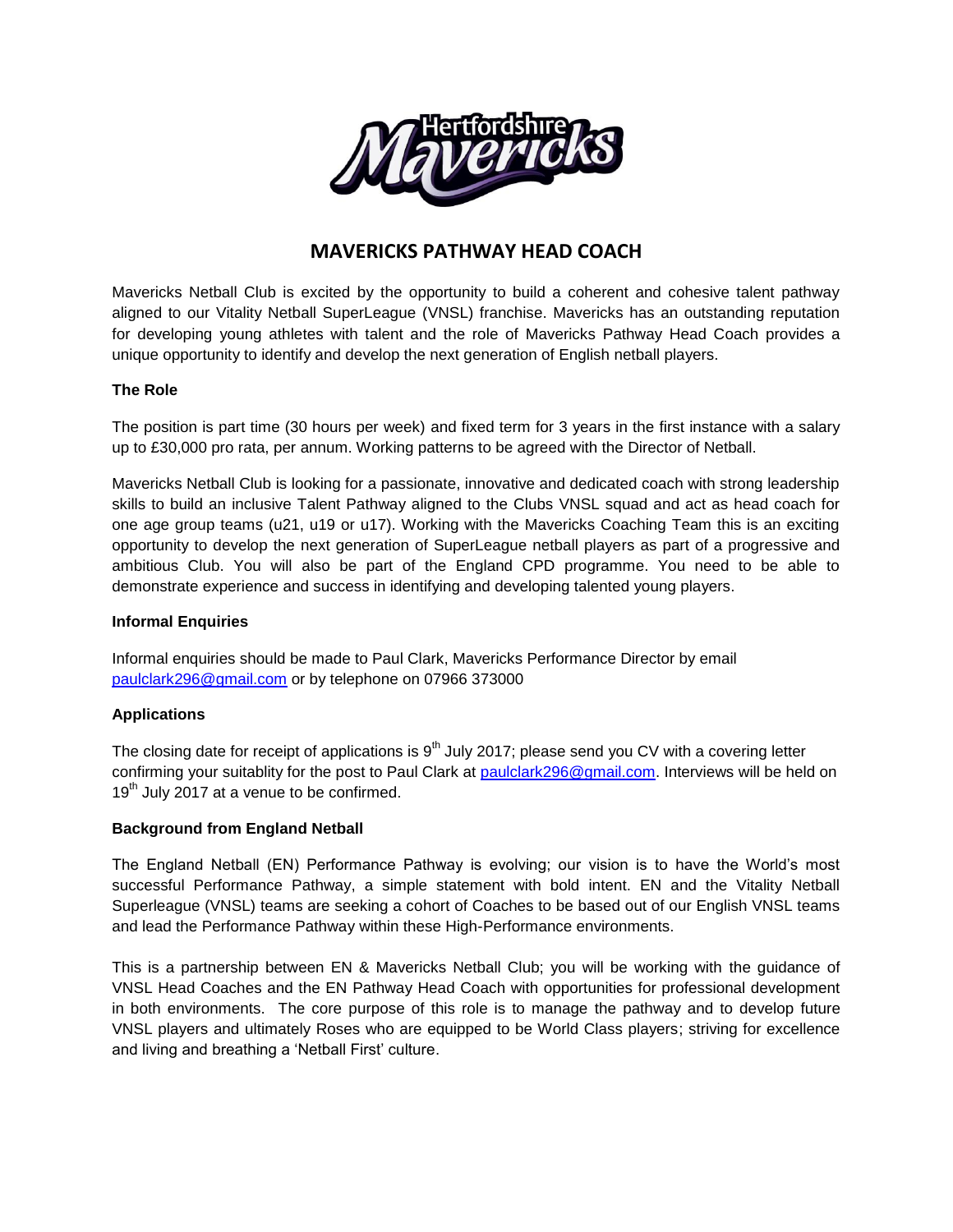# MAVERICKS PATHWAY HEAD COACH

Mavericks Netball Club is excited by the opportunity to build a coherent and cohesive talent pathway aligned to our Vitality Netball SuperLeague (VNSL) franchise. Mavericks has an outstanding reputation for developing young athletes with talent and the role of Mavericks Pathway Head Coach provides a unique opportunity to identify and develop the next generation of English netball players.

**The Role**

The position is part time (30 hours per week) and fixed term for 3 years in the first instance with a salary up to £30,000 pro rata, per annum. Working patterns to be agreed with the Director of Netball.

Mavericks Netball Club is looking for a passionate, innovative and dedicated coach with strong leadership skills to build an inclusive Talent Pathway aligned to the Clubs VNSL squad and act as head coach for one age group teams (u21, u19 or u17). Working with the Mavericks Coaching Team this is an exciting opportunity to develop the next generation of SuperLeague netball players as part of a progressive and ambitious Club. You will also be part of the England CPD programme. You need to be able to demonstrate experience and success in identifying and developing talented young players.

**Informal Enquiries**

Informal enquiries should be made to Paul Clark, Mavericks Performance Director by email paulclark296@gmail.com or by telephone on 07966 373000

**Applications**

The closing date for receipt of applications is 9th July 2017; please send you CV with a covering letter confirming your suitablity for the post to Paul Clark at paulclark296@gmail.com. Interviews will be held on 19th July 2017 at a venue to be confirmed.

**Background from England Netball**

The England Netball (EN) Performance Pathway is evolving; our vision is to have the World's most successful Performance Pathway, a simple statement with bold intent. EN and the Vitality Netball Superleague (VNSL) teams are seeking a cohort of Coaches to be based out of our English VNSL teams and lead the Performance Pathway within these High-Performance environments.

This is a partnership between EN & Mavericks Netball Club; you will be working with the guidance of VNSL Head Coaches and the EN Pathway Head Coach with opportunities for professional development in both environments. The core purpose of this role is to manage the pathway and to develop future VNSL players and ultimately Roses who are equipped to be World Class players; striving for excellence and living and breathing a 'Netball First' culture.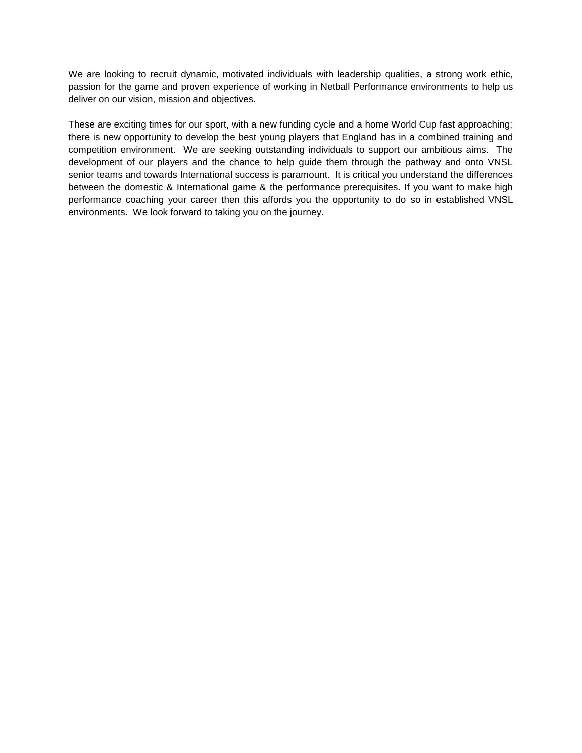We are looking to recruit dynamic, motivated individuals with leadership qualities, a strong work ethic, passion for the game and proven experience of working in Netball Performance environments to help us deliver on our vision, mission and objectives.

These are exciting times for our sport, with a new funding cycle and a home World Cup fast approaching; there is new opportunity to develop the best young players that England has in a combined training and competition environment. We are seeking outstanding individuals to support our ambitious aims. The development of our players and the chance to help guide them through the pathway and onto VNSL senior teams and towards International success is paramount. It is critical you understand the differences between the domestic & International game & the performance prerequisites. If you want to make high performance coaching your career then this affords you the opportunity to do so in established VNSL environments. We look forward to taking you on the journey.